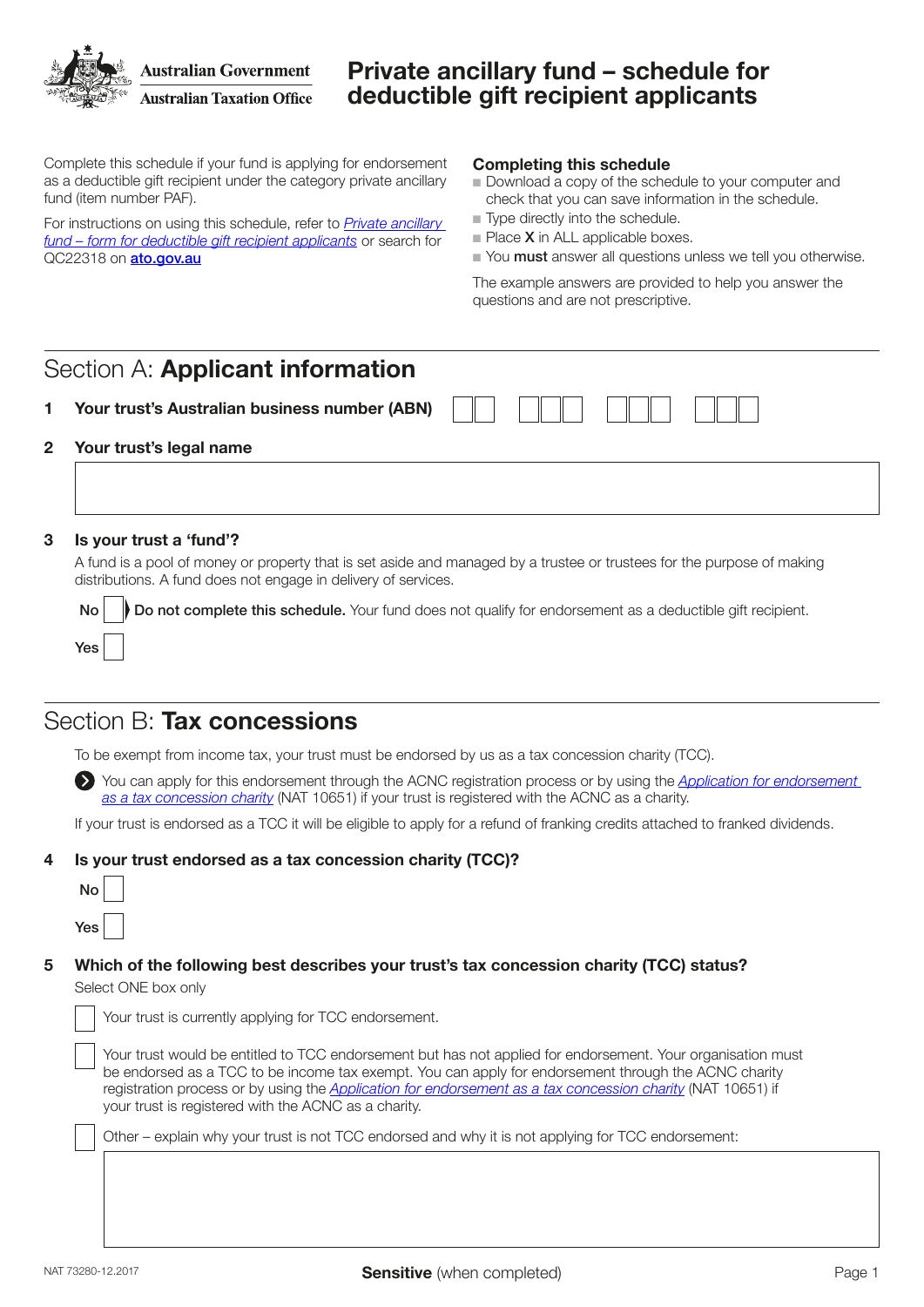Australian Government
Australian Taxation Office

# Private ancillary fund – schedule for deductible gift recipient applicants

Complete this schedule if your fund is applying for endorsement as a deductible gift recipient under the category private ancillary fund (item number PAF).

For instructions on using this schedule, refer to *Private ancillary fund – form for deductible gift recipient applicants* or search for QC22318 on **ato.gov.au**

### Completing this schedule

- Download a copy of the schedule to your computer and check that you can save information in the schedule.
- Type directly into the schedule.
- Place **X** in ALL applicable boxes.
- You **must** answer all questions unless we tell you otherwise.

The example answers are provided to help you answer the questions and are not prescriptive.

## Section A: **Applicant information**

**1 Your trust's Australian business number (ABN)** ☐☐ ☐☐☐ ☐☐☐ ☐☐☐

**2 Your trust's legal name**

☐

**3 Is your trust a 'fund'?**

A fund is a pool of money or property that is set aside and managed by a trustee or trustees for the purpose of making distributions. A fund does not engage in delivery of services.

No ☐ ▶ **Do not complete this schedule.** Your fund does not qualify for endorsement as a deductible gift recipient.

Yes ☐

## Section B: **Tax concessions**

To be exempt from income tax, your trust must be endorsed by us as a tax concession charity (TCC).

➜ You can apply for this endorsement through the ACNC registration process or by using the *Application for endorsement as a tax concession charity* (NAT 10651) if your trust is registered with the ACNC as a charity.

If your trust is endorsed as a TCC it will be eligible to apply for a refund of franking credits attached to franked dividends.

**4 Is your trust endorsed as a tax concession charity (TCC)?**

No ☐

Yes ☐

**5 Which of the following best describes your trust's tax concession charity (TCC) status?**

Select ONE box only

☐ Your trust is currently applying for TCC endorsement.

☐ Your trust would be entitled to TCC endorsement but has not applied for endorsement. Your organisation must be endorsed as a TCC to be income tax exempt. You can apply for endorsement through the ACNC charity registration process or by using the *Application for endorsement as a tax concession charity* (NAT 10651) if your trust is registered with the ACNC as a charity.

☐ Other – explain why your trust is not TCC endorsed and why it is not applying for TCC endorsement:

☐

NAT 73280-12.2017

**Sensitive** (when completed)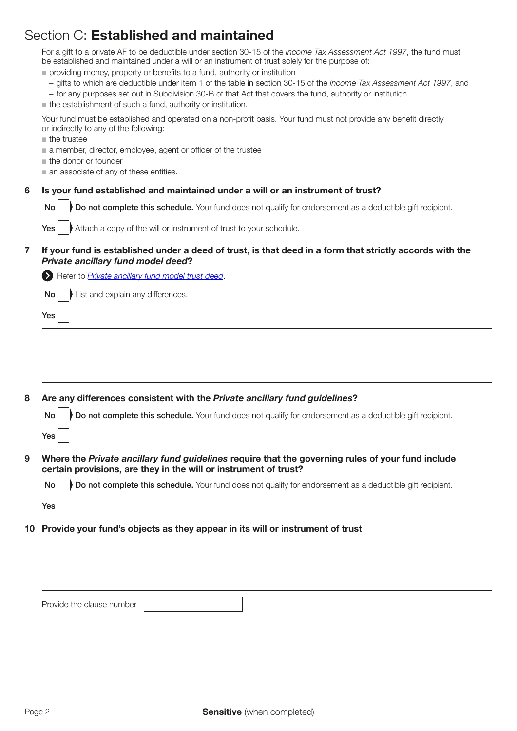## Section C: **Established and maintained**

For a gift to a private AF to be deductible under section 30-15 of the *Income Tax Assessment Act 1997*, the fund must be established and maintained under a will or an instrument of trust solely for the purpose of:

- providing money, property or benefits to a fund, authority or institution
  - gifts to which are deductible under item 1 of the table in section 30-15 of the *Income Tax Assessment Act 1997*, and
  - for any purposes set out in Subdivision 30-B of that Act that covers the fund, authority or institution
- the establishment of such a fund, authority or institution.

Your fund must be established and operated on a non-profit basis. Your fund must not provide any benefit directly or indirectly to any of the following:

- the trustee
- a member, director, employee, agent or officer of the trustee
- the donor or founder
- an associate of any of these entities.

**6 Is your fund established and maintained under a will or an instrument of trust?**

No ☐ **Do not complete this schedule.** Your fund does not qualify for endorsement as a deductible gift recipient.

Yes ☐ Attach a copy of the will or instrument of trust to your schedule.

**7 If your fund is established under a deed of trust, is that deed in a form that strictly accords with the *Private ancillary fund model deed*?**

Refer to *Private ancillary fund model trust deed*.

No ☐ List and explain any differences.

Yes ☐

**8 Are any differences consistent with the *Private ancillary fund guidelines*?**

No ☐ **Do not complete this schedule.** Your fund does not qualify for endorsement as a deductible gift recipient.

Yes ☐

**9 Where the *Private ancillary fund guidelines* require that the governing rules of your fund include certain provisions, are they in the will or instrument of trust?**

No ☐ **Do not complete this schedule.** Your fund does not qualify for endorsement as a deductible gift recipient.

Yes ☐

**10 Provide your fund's objects as they appear in its will or instrument of trust**

Provide the clause number

**Sensitive** (when completed)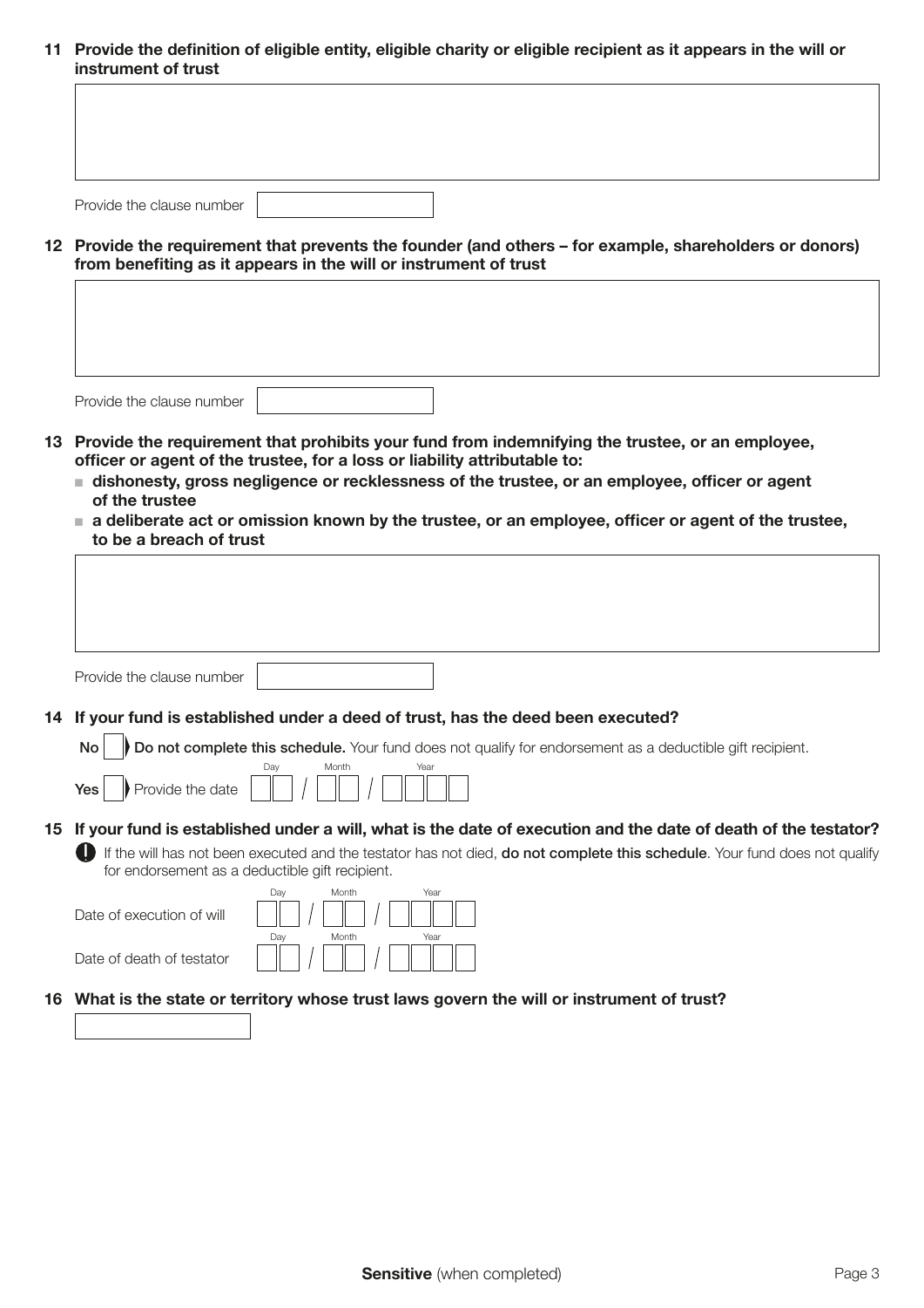**11 Provide the definition of eligible entity, eligible charity or eligible recipient as it appears in the will or instrument of trust**

Provide the clause number

**12 Provide the requirement that prevents the founder (and others – for example, shareholders or donors) from benefiting as it appears in the will or instrument of trust**

Provide the clause number

**13 Provide the requirement that prohibits your fund from indemnifying the trustee, or an employee, officer or agent of the trustee, for a loss or liability attributable to:**

- **dishonesty, gross negligence or recklessness of the trustee, or an employee, officer or agent of the trustee**
- **a deliberate act or omission known by the trustee, or an employee, officer or agent of the trustee, to be a breach of trust**

Provide the clause number

**14 If your fund is established under a deed of trust, has the deed been executed?**

**No** ☐ **Do not complete this schedule.** Your fund does not qualify for endorsement as a deductible gift recipient.

**Yes** ☐ Provide the date (Day / Month / Year)

**15 If your fund is established under a will, what is the date of execution and the date of death of the testator?**

If the will has not been executed and the testator has not died, **do not complete this schedule**. Your fund does not qualify for endorsement as a deductible gift recipient.

Date of execution of will (Day / Month / Year)

Date of death of testator (Day / Month / Year)

**16 What is the state or territory whose trust laws govern the will or instrument of trust?**

**Sensitive** (when completed)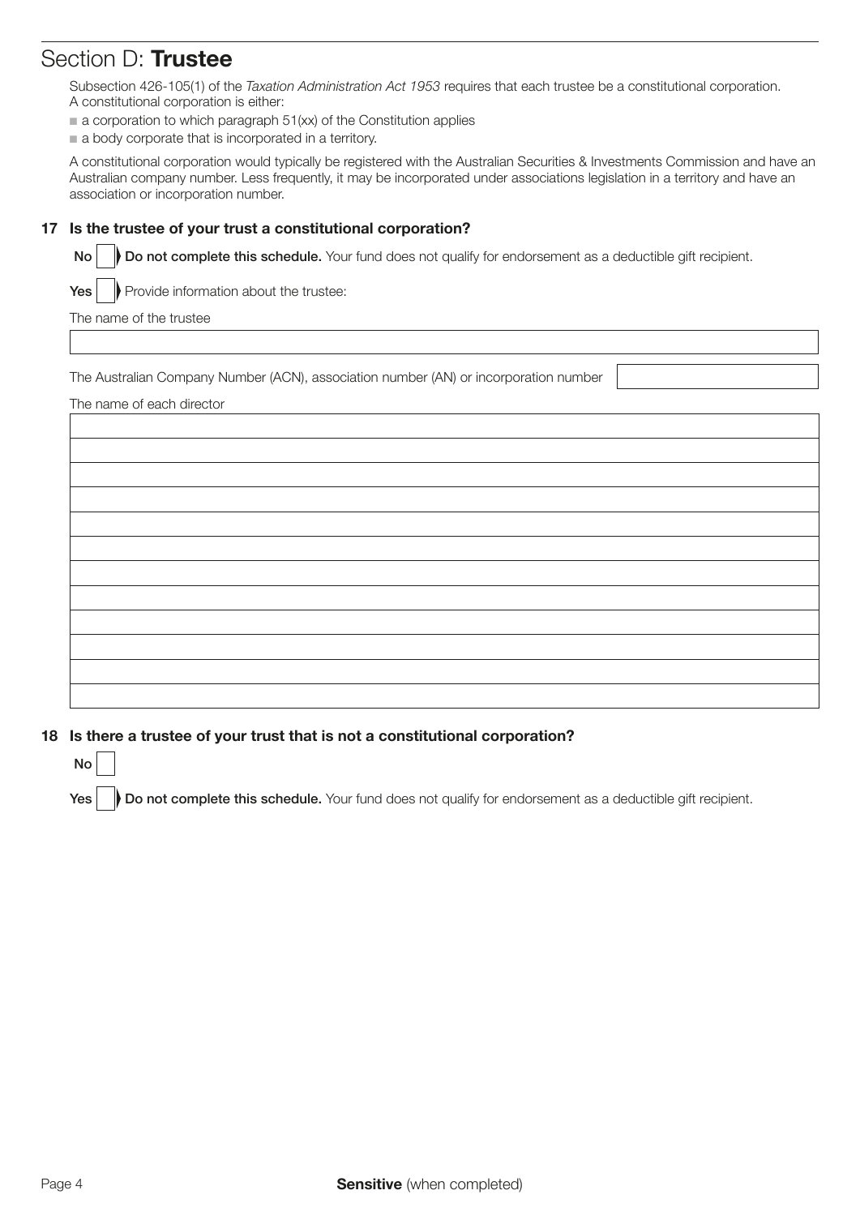# Section D: **Trustee**

Subsection 426-105(1) of the *Taxation Administration Act 1953* requires that each trustee be a constitutional corporation. A constitutional corporation is either:

- a corporation to which paragraph 51(xx) of the Constitution applies
- a body corporate that is incorporated in a territory.

A constitutional corporation would typically be registered with the Australian Securities & Investments Commission and have an Australian company number. Less frequently, it may be incorporated under associations legislation in a territory and have an association or incorporation number.

**17 Is the trustee of your trust a constitutional corporation?**

**No** ☐ **Do not complete this schedule.** Your fund does not qualify for endorsement as a deductible gift recipient.

**Yes** ☐ Provide information about the trustee:

The name of the trustee

______________________________

The Australian Company Number (ACN), association number (AN) or incorporation number ______________

The name of each director

______________________________

______________________________

______________________________

______________________________

______________________________

______________________________

______________________________

______________________________

______________________________

______________________________

______________________________

______________________________

**18 Is there a trustee of your trust that is not a constitutional corporation?**

**No** ☐

**Yes** ☐ **Do not complete this schedule.** Your fund does not qualify for endorsement as a deductible gift recipient.

**Sensitive** (when completed)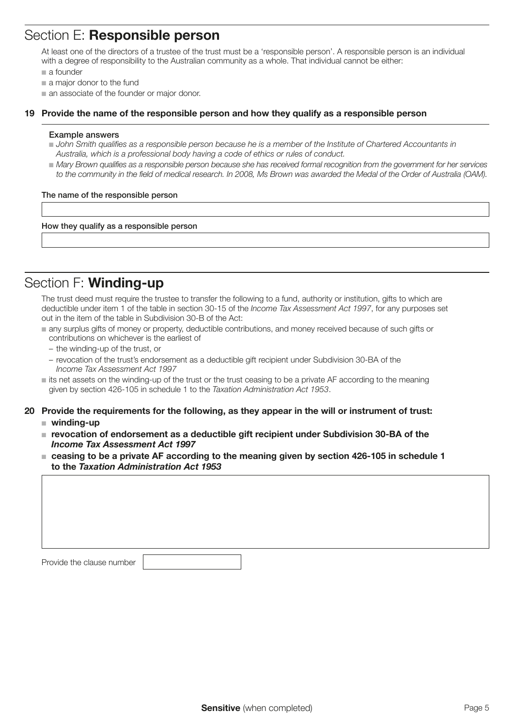## Section E: **Responsible person**

At least one of the directors of a trustee of the trust must be a 'responsible person'. A responsible person is an individual with a degree of responsibility to the Australian community as a whole. That individual cannot be either:

- a founder
- a major donor to the fund
- an associate of the founder or major donor.

**19 Provide the name of the responsible person and how they qualify as a responsible person**

**Example answers**

- *John Smith qualifies as a responsible person because he is a member of the Institute of Chartered Accountants in Australia, which is a professional body having a code of ethics or rules of conduct.*
- *Mary Brown qualifies as a responsible person because she has received formal recognition from the government for her services to the community in the field of medical research. In 2008, Ms Brown was awarded the Medal of the Order of Australia (OAM).*

**The name of the responsible person**

**How they qualify as a responsible person**

## Section F: **Winding-up**

The trust deed must require the trustee to transfer the following to a fund, authority or institution, gifts to which are deductible under item 1 of the table in section 30-15 of the *Income Tax Assessment Act 1997*, for any purposes set out in the item of the table in Subdivision 30-B of the Act:

- any surplus gifts of money or property, deductible contributions, and money received because of such gifts or contributions on whichever is the earliest of
  - the winding-up of the trust, or
  - revocation of the trust's endorsement as a deductible gift recipient under Subdivision 30-BA of the *Income Tax Assessment Act 1997*
- its net assets on the winding-up of the trust or the trust ceasing to be a private AF according to the meaning given by section 426-105 in schedule 1 to the *Taxation Administration Act 1953*.

**20 Provide the requirements for the following, as they appear in the will or instrument of trust:**

- **winding-up**
- **revocation of endorsement as a deductible gift recipient under Subdivision 30-BA of the *Income Tax Assessment Act 1997***
- **ceasing to be a private AF according to the meaning given by section 426-105 in schedule 1 to the *Taxation Administration Act 1953***

Provide the clause number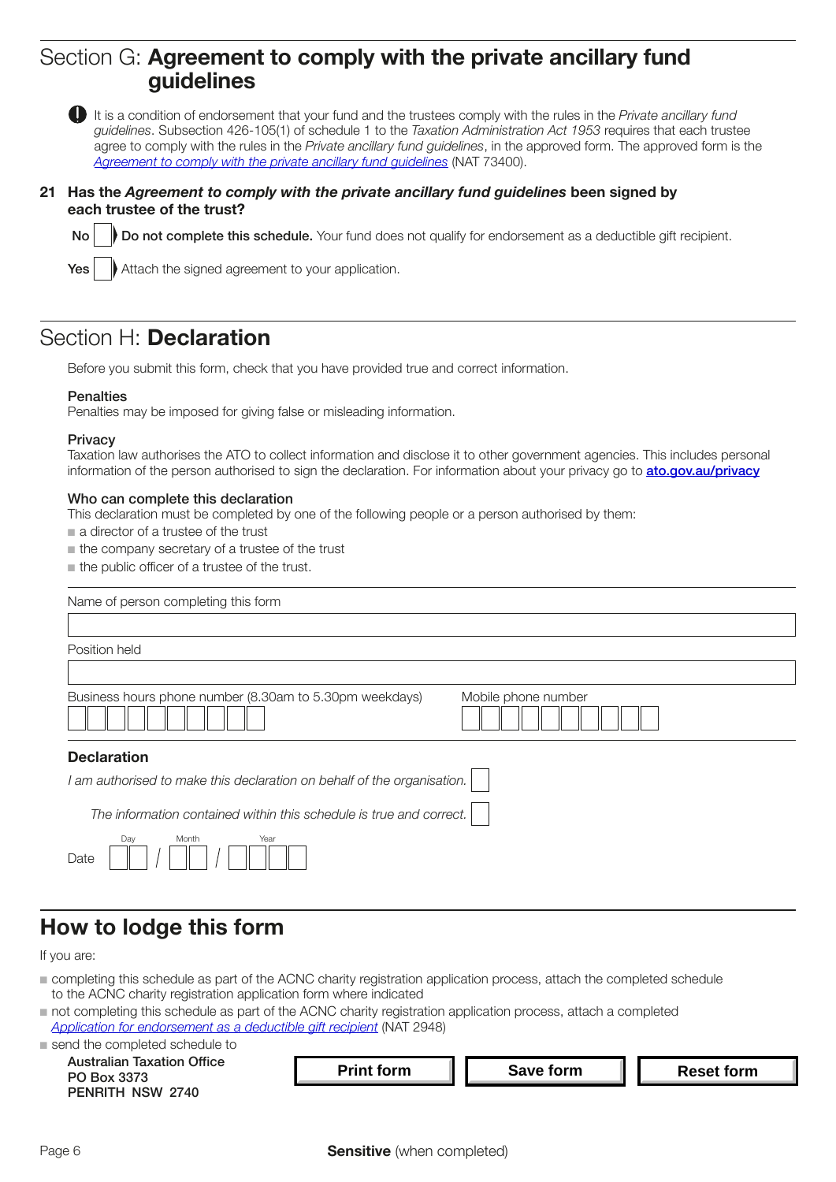## Section G: **Agreement to comply with the private ancillary fund guidelines**

It is a condition of endorsement that your fund and the trustees comply with the rules in the *Private ancillary fund guidelines*. Subsection 426-105(1) of schedule 1 to the *Taxation Administration Act 1953* requires that each trustee agree to comply with the rules in the *Private ancillary fund guidelines*, in the approved form. The approved form is the *Agreement to comply with the private ancillary fund guidelines* (NAT 73400).

**21 Has the *Agreement to comply with the private ancillary fund guidelines* been signed by each trustee of the trust?**

**No** ☐ **Do not complete this schedule.** Your fund does not qualify for endorsement as a deductible gift recipient.

**Yes** ☐ Attach the signed agreement to your application.

## Section H: **Declaration**

Before you submit this form, check that you have provided true and correct information.

**Penalties**
Penalties may be imposed for giving false or misleading information.

**Privacy**
Taxation law authorises the ATO to collect information and disclose it to other government agencies. This includes personal information of the person authorised to sign the declaration. For information about your privacy go to **ato.gov.au/privacy**

**Who can complete this declaration**
This declaration must be completed by one of the following people or a person authorised by them:

- a director of a trustee of the trust
- the company secretary of a trustee of the trust
- the public officer of a trustee of the trust.

Name of person completing this form

Position held

Business hours phone number (8.30am to 5.30pm weekdays)

Mobile phone number

**Declaration**

*I am authorised to make this declaration on behalf of the organisation.* ☐

*The information contained within this schedule is true and correct.* ☐

Date (Day / Month / Year)

# How to lodge this form

If you are:

- completing this schedule as part of the ACNC charity registration application process, attach the completed schedule to the ACNC charity registration application form where indicated
- not completing this schedule as part of the ACNC charity registration application process, attach a completed *Application for endorsement as a deductible gift recipient* (NAT 2948)
- send the completed schedule to

**Australian Taxation Office**
**PO Box 3373**
**PENRITH NSW 2740**

**Print form** | **Save form** | **Reset form**

**Sensitive** (when completed)